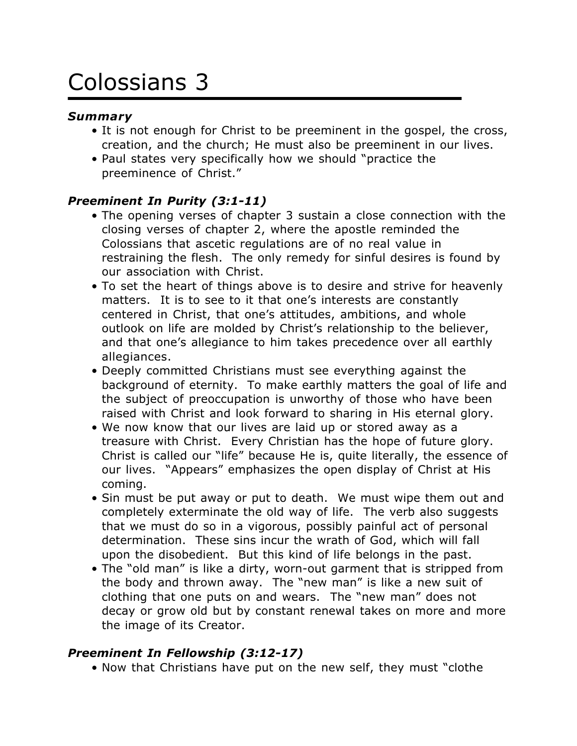# Colossians 3

***Summary***

- It is not enough for Christ to be preeminent in the gospel, the cross, creation, and the church; He must also be preeminent in our lives.
- Paul states very specifically how we should "practice the preeminence of Christ."

***Preeminent In Purity (3:1-11)***

- The opening verses of chapter 3 sustain a close connection with the closing verses of chapter 2, where the apostle reminded the Colossians that ascetic regulations are of no real value in restraining the flesh. The only remedy for sinful desires is found by our association with Christ.
- To set the heart of things above is to desire and strive for heavenly matters. It is to see to it that one's interests are constantly centered in Christ, that one's attitudes, ambitions, and whole outlook on life are molded by Christ's relationship to the believer, and that one's allegiance to him takes precedence over all earthly allegiances.
- Deeply committed Christians must see everything against the background of eternity. To make earthly matters the goal of life and the subject of preoccupation is unworthy of those who have been raised with Christ and look forward to sharing in His eternal glory.
- We now know that our lives are laid up or stored away as a treasure with Christ. Every Christian has the hope of future glory. Christ is called our "life" because He is, quite literally, the essence of our lives. "Appears" emphasizes the open display of Christ at His coming.
- Sin must be put away or put to death. We must wipe them out and completely exterminate the old way of life. The verb also suggests that we must do so in a vigorous, possibly painful act of personal determination. These sins incur the wrath of God, which will fall upon the disobedient. But this kind of life belongs in the past.
- The "old man" is like a dirty, worn-out garment that is stripped from the body and thrown away. The "new man" is like a new suit of clothing that one puts on and wears. The "new man" does not decay or grow old but by constant renewal takes on more and more the image of its Creator.

***Preeminent In Fellowship (3:12-17)***

- Now that Christians have put on the new self, they must "clothe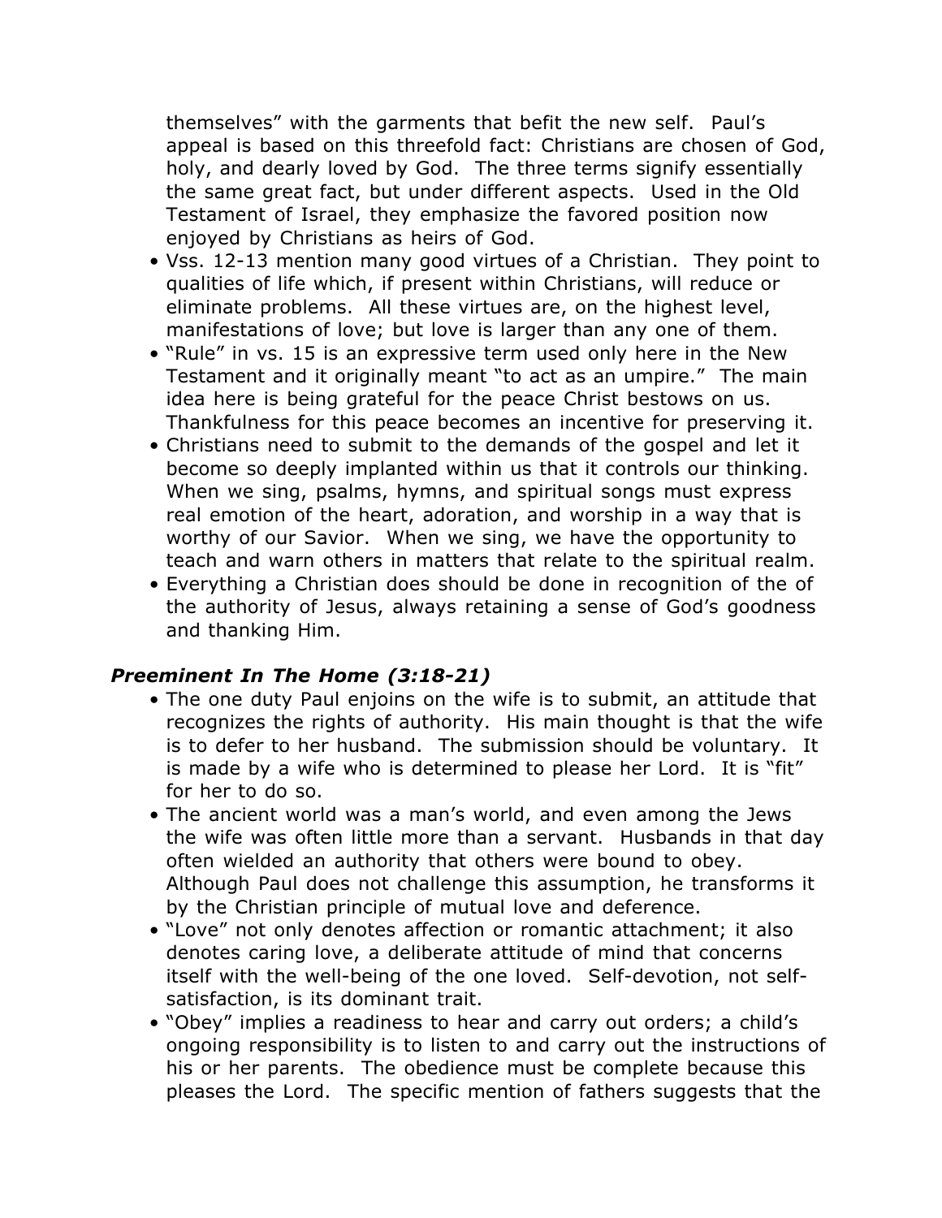themselves" with the garments that befit the new self. Paul's appeal is based on this threefold fact: Christians are chosen of God, holy, and dearly loved by God. The three terms signify essentially the same great fact, but under different aspects. Used in the Old Testament of Israel, they emphasize the favored position now enjoyed by Christians as heirs of God.

- Vss. 12-13 mention many good virtues of a Christian. They point to qualities of life which, if present within Christians, will reduce or eliminate problems. All these virtues are, on the highest level, manifestations of love; but love is larger than any one of them.
- "Rule" in vs. 15 is an expressive term used only here in the New Testament and it originally meant "to act as an umpire." The main idea here is being grateful for the peace Christ bestows on us. Thankfulness for this peace becomes an incentive for preserving it.
- Christians need to submit to the demands of the gospel and let it become so deeply implanted within us that it controls our thinking. When we sing, psalms, hymns, and spiritual songs must express real emotion of the heart, adoration, and worship in a way that is worthy of our Savior. When we sing, we have the opportunity to teach and warn others in matters that relate to the spiritual realm.
- Everything a Christian does should be done in recognition of the of the authority of Jesus, always retaining a sense of God's goodness and thanking Him.

### *Preeminent In The Home (3:18-21)*

- The one duty Paul enjoins on the wife is to submit, an attitude that recognizes the rights of authority. His main thought is that the wife is to defer to her husband. The submission should be voluntary. It is made by a wife who is determined to please her Lord. It is "fit" for her to do so.
- The ancient world was a man's world, and even among the Jews the wife was often little more than a servant. Husbands in that day often wielded an authority that others were bound to obey. Although Paul does not challenge this assumption, he transforms it by the Christian principle of mutual love and deference.
- "Love" not only denotes affection or romantic attachment; it also denotes caring love, a deliberate attitude of mind that concerns itself with the well-being of the one loved. Self-devotion, not self-satisfaction, is its dominant trait.
- "Obey" implies a readiness to hear and carry out orders; a child's ongoing responsibility is to listen to and carry out the instructions of his or her parents. The obedience must be complete because this pleases the Lord. The specific mention of fathers suggests that the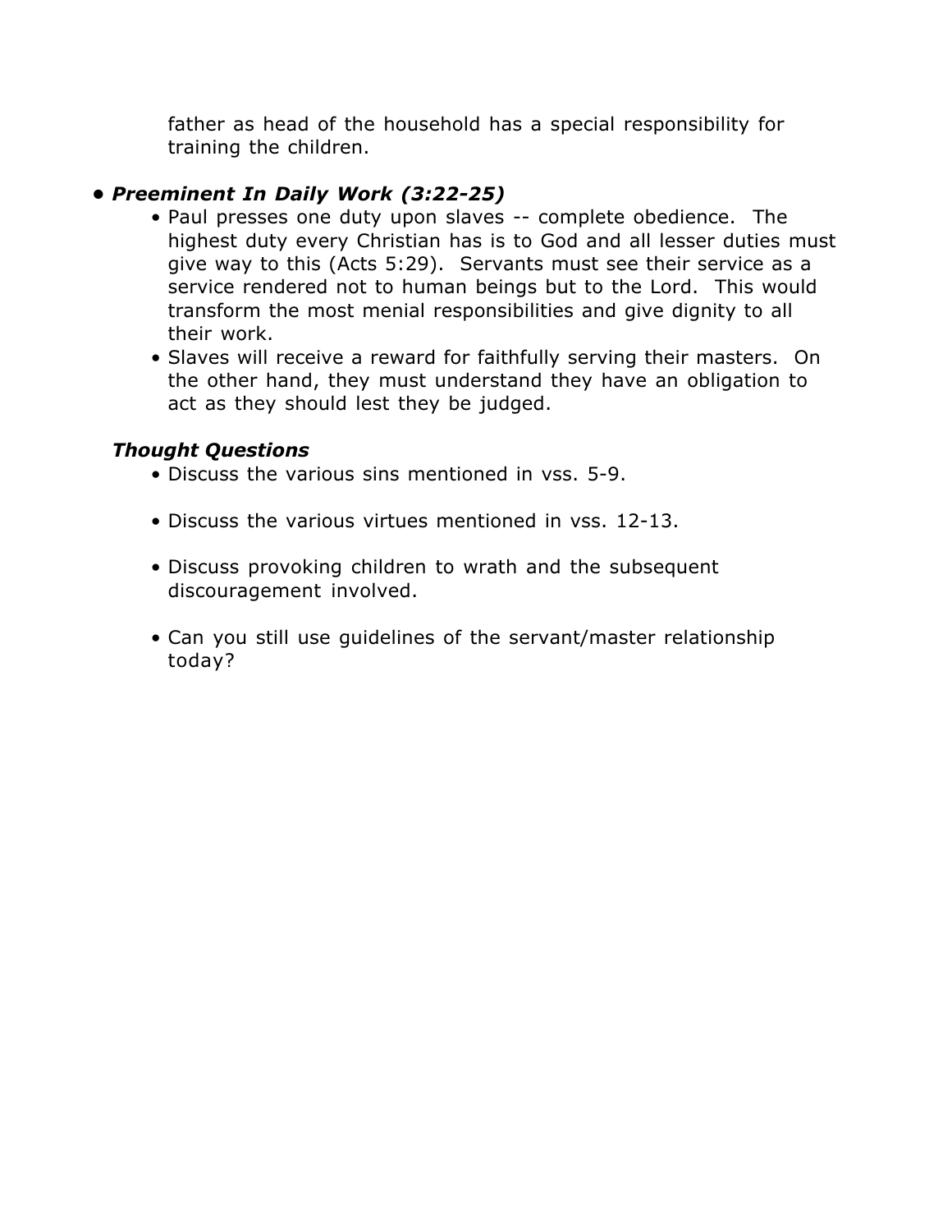father as head of the household has a special responsibility for training the children.

- ***Preeminent In Daily Work (3:22-25)***
  - Paul presses one duty upon slaves -- complete obedience. The highest duty every Christian has is to God and all lesser duties must give way to this (Acts 5:29). Servants must see their service as a service rendered not to human beings but to the Lord. This would transform the most menial responsibilities and give dignity to all their work.
  - Slaves will receive a reward for faithfully serving their masters. On the other hand, they must understand they have an obligation to act as they should lest they be judged.

***Thought Questions***

- Discuss the various sins mentioned in vss. 5-9.
- Discuss the various virtues mentioned in vss. 12-13.
- Discuss provoking children to wrath and the subsequent discouragement involved.
- Can you still use guidelines of the servant/master relationship today?